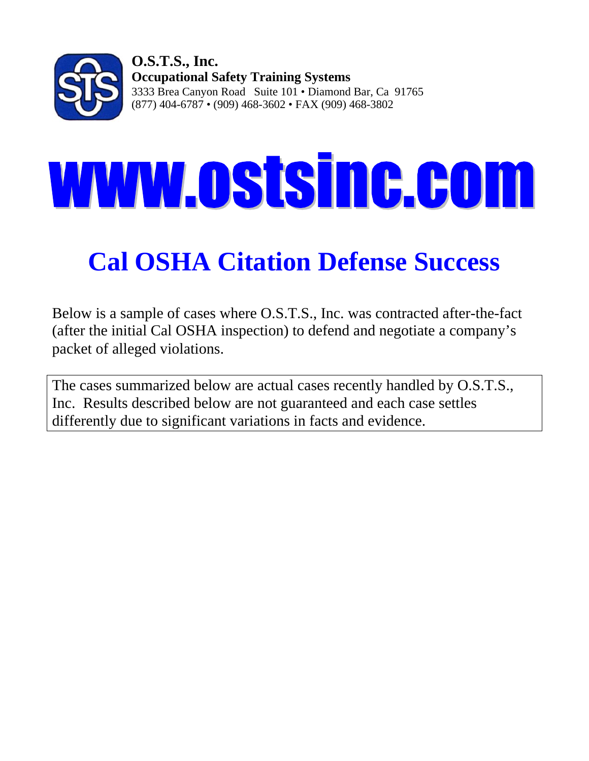**O.S.T.S., Inc.**
**Occupational Safety Training Systems**
3333 Brea Canyon Road Suite 101 • Diamond Bar, Ca 91765
(877) 404-6787 • (909) 468-3602 • FAX (909) 468-3802

# www.ostsinc.com

# Cal OSHA Citation Defense Success

Below is a sample of cases where O.S.T.S., Inc. was contracted after-the-fact (after the initial Cal OSHA inspection) to defend and negotiate a company's packet of alleged violations.

The cases summarized below are actual cases recently handled by O.S.T.S., Inc. Results described below are not guaranteed and each case settles differently due to significant variations in facts and evidence.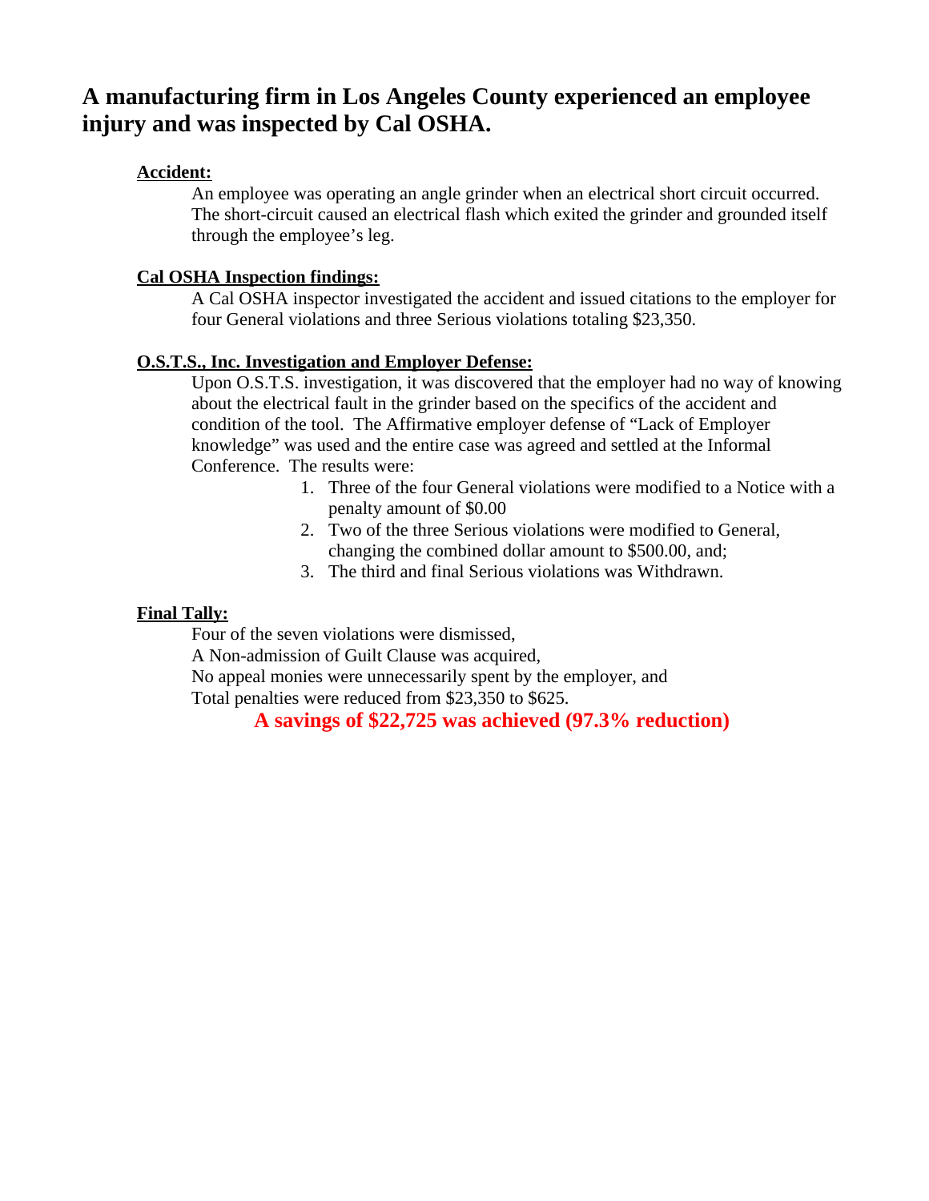# A manufacturing firm in Los Angeles County experienced an employee injury and was inspected by Cal OSHA.

**Accident:**

An employee was operating an angle grinder when an electrical short circuit occurred. The short-circuit caused an electrical flash which exited the grinder and grounded itself through the employee's leg.

**Cal OSHA Inspection findings:**

A Cal OSHA inspector investigated the accident and issued citations to the employer for four General violations and three Serious violations totaling $23,350.

**O.S.T.S., Inc. Investigation and Employer Defense:**

Upon O.S.T.S. investigation, it was discovered that the employer had no way of knowing about the electrical fault in the grinder based on the specifics of the accident and condition of the tool. The Affirmative employer defense of "Lack of Employer knowledge" was used and the entire case was agreed and settled at the Informal Conference. The results were:

1. Three of the four General violations were modified to a Notice with a penalty amount of $0.00
2. Two of the three Serious violations were modified to General, changing the combined dollar amount to $500.00, and;
3. The third and final Serious violations was Withdrawn.

**Final Tally:**

Four of the seven violations were dismissed,
A Non-admission of Guilt Clause was acquired,
No appeal monies were unnecessarily spent by the employer, and
Total penalties were reduced from $23,350 to $625.

**A savings of $22,725 was achieved (97.3% reduction)**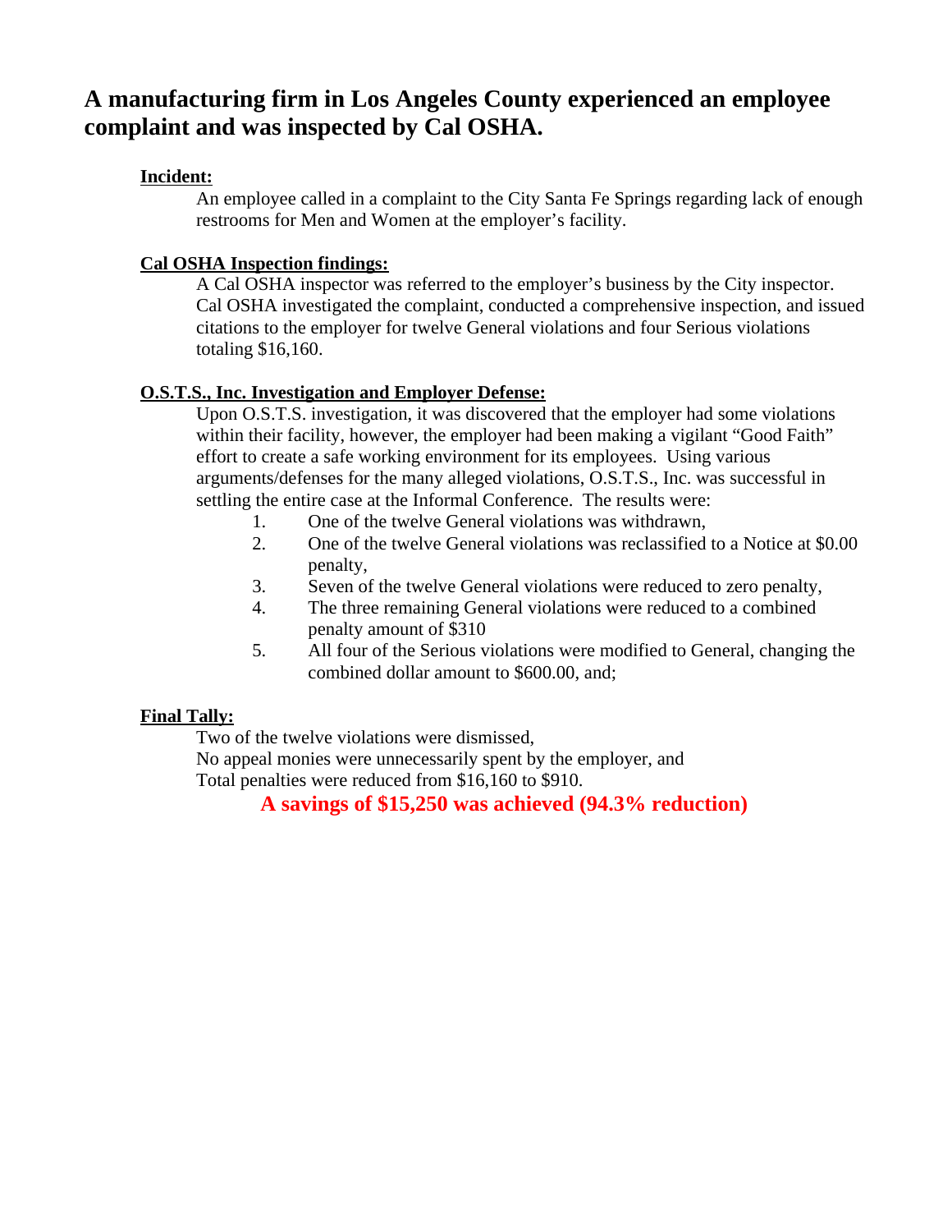# A manufacturing firm in Los Angeles County experienced an employee complaint and was inspected by Cal OSHA.

**Incident:**

An employee called in a complaint to the City Santa Fe Springs regarding lack of enough restrooms for Men and Women at the employer's facility.

**Cal OSHA Inspection findings:**

A Cal OSHA inspector was referred to the employer's business by the City inspector. Cal OSHA investigated the complaint, conducted a comprehensive inspection, and issued citations to the employer for twelve General violations and four Serious violations totaling $16,160.

**O.S.T.S., Inc. Investigation and Employer Defense:**

Upon O.S.T.S. investigation, it was discovered that the employer had some violations within their facility, however, the employer had been making a vigilant "Good Faith" effort to create a safe working environment for its employees. Using various arguments/defenses for the many alleged violations, O.S.T.S., Inc. was successful in settling the entire case at the Informal Conference. The results were:

1. One of the twelve General violations was withdrawn,
2. One of the twelve General violations was reclassified to a Notice at $0.00 penalty,
3. Seven of the twelve General violations were reduced to zero penalty,
4. The three remaining General violations were reduced to a combined penalty amount of $310
5. All four of the Serious violations were modified to General, changing the combined dollar amount to $600.00, and;

**Final Tally:**

Two of the twelve violations were dismissed,
No appeal monies were unnecessarily spent by the employer, and
Total penalties were reduced from $16,160 to $910.

**A savings of $15,250 was achieved (94.3% reduction)**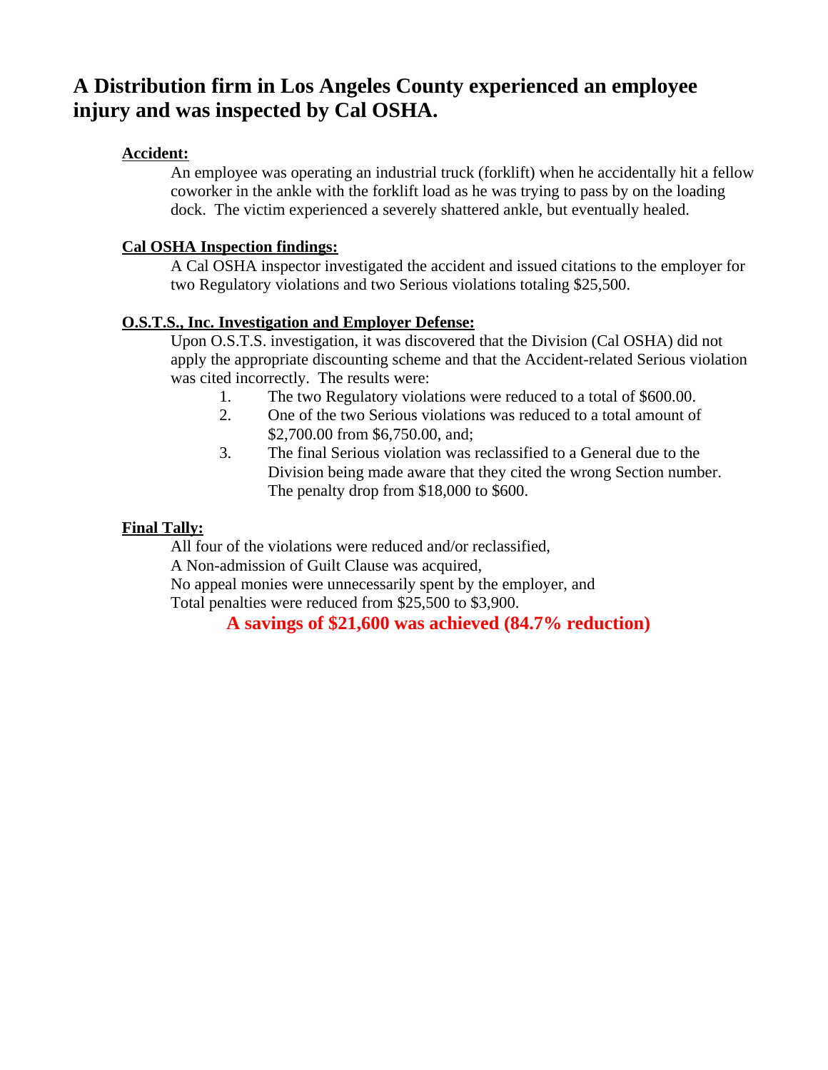# A Distribution firm in Los Angeles County experienced an employee injury and was inspected by Cal OSHA.

**Accident:**

An employee was operating an industrial truck (forklift) when he accidentally hit a fellow coworker in the ankle with the forklift load as he was trying to pass by on the loading dock. The victim experienced a severely shattered ankle, but eventually healed.

**Cal OSHA Inspection findings:**

A Cal OSHA inspector investigated the accident and issued citations to the employer for two Regulatory violations and two Serious violations totaling $25,500.

**O.S.T.S., Inc. Investigation and Employer Defense:**

Upon O.S.T.S. investigation, it was discovered that the Division (Cal OSHA) did not apply the appropriate discounting scheme and that the Accident-related Serious violation was cited incorrectly. The results were:

1. The two Regulatory violations were reduced to a total of $600.00.
2. One of the two Serious violations was reduced to a total amount of $2,700.00 from $6,750.00, and;
3. The final Serious violation was reclassified to a General due to the Division being made aware that they cited the wrong Section number. The penalty drop from $18,000 to $600.

**Final Tally:**

All four of the violations were reduced and/or reclassified,
A Non-admission of Guilt Clause was acquired,
No appeal monies were unnecessarily spent by the employer, and
Total penalties were reduced from $25,500 to $3,900.

**A savings of $21,600 was achieved (84.7% reduction)**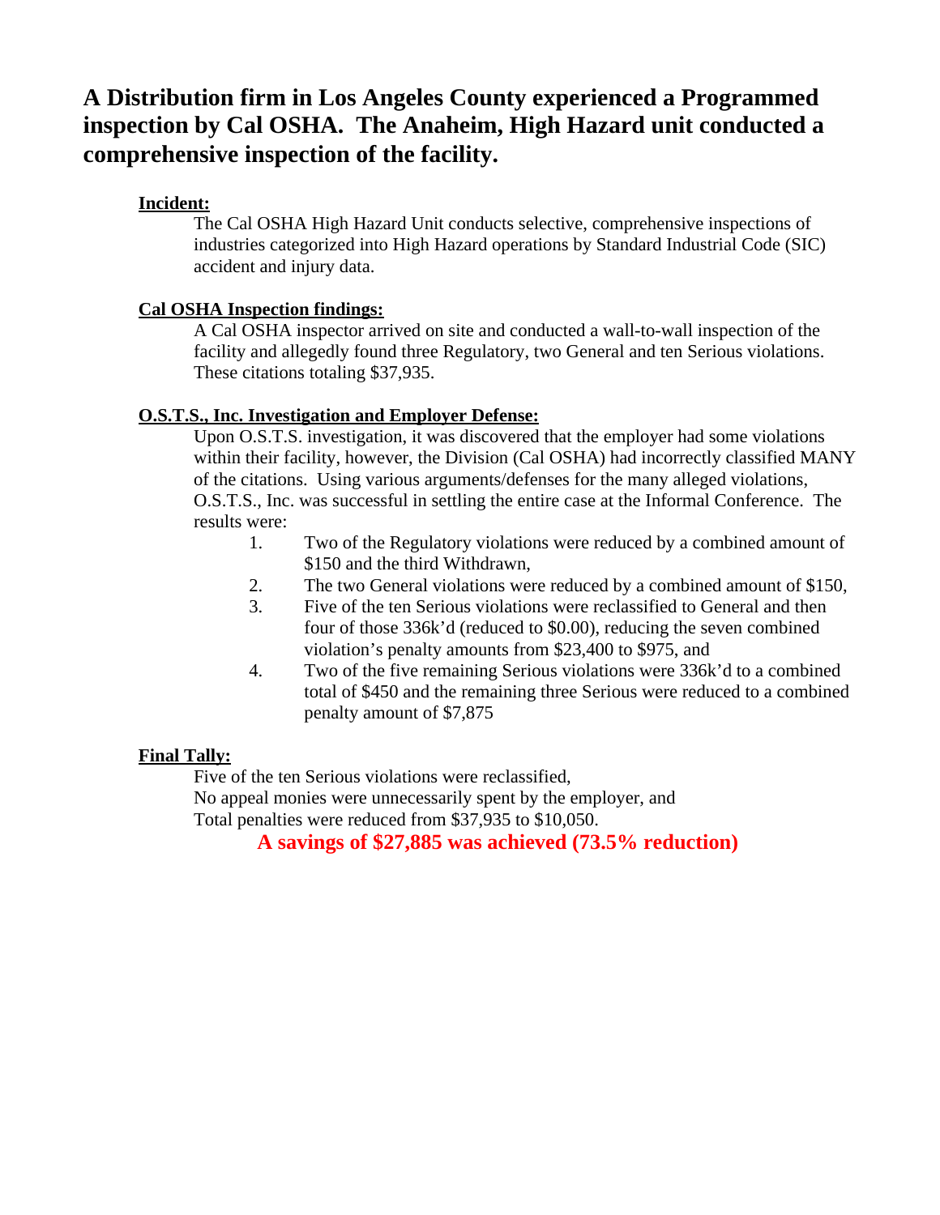# A Distribution firm in Los Angeles County experienced a Programmed inspection by Cal OSHA. The Anaheim, High Hazard unit conducted a comprehensive inspection of the facility.

**Incident:**

The Cal OSHA High Hazard Unit conducts selective, comprehensive inspections of industries categorized into High Hazard operations by Standard Industrial Code (SIC) accident and injury data.

**Cal OSHA Inspection findings:**

A Cal OSHA inspector arrived on site and conducted a wall-to-wall inspection of the facility and allegedly found three Regulatory, two General and ten Serious violations. These citations totaling $37,935.

**O.S.T.S., Inc. Investigation and Employer Defense:**

Upon O.S.T.S. investigation, it was discovered that the employer had some violations within their facility, however, the Division (Cal OSHA) had incorrectly classified MANY of the citations. Using various arguments/defenses for the many alleged violations, O.S.T.S., Inc. was successful in settling the entire case at the Informal Conference. The results were:

1. Two of the Regulatory violations were reduced by a combined amount of $150 and the third Withdrawn,
2. The two General violations were reduced by a combined amount of $150,
3. Five of the ten Serious violations were reclassified to General and then four of those 336k'd (reduced to $0.00), reducing the seven combined violation's penalty amounts from $23,400 to $975, and
4. Two of the five remaining Serious violations were 336k'd to a combined total of $450 and the remaining three Serious were reduced to a combined penalty amount of $7,875

**Final Tally:**

Five of the ten Serious violations were reclassified,
No appeal monies were unnecessarily spent by the employer, and
Total penalties were reduced from $37,935 to $10,050.

**A savings of $27,885 was achieved (73.5% reduction)**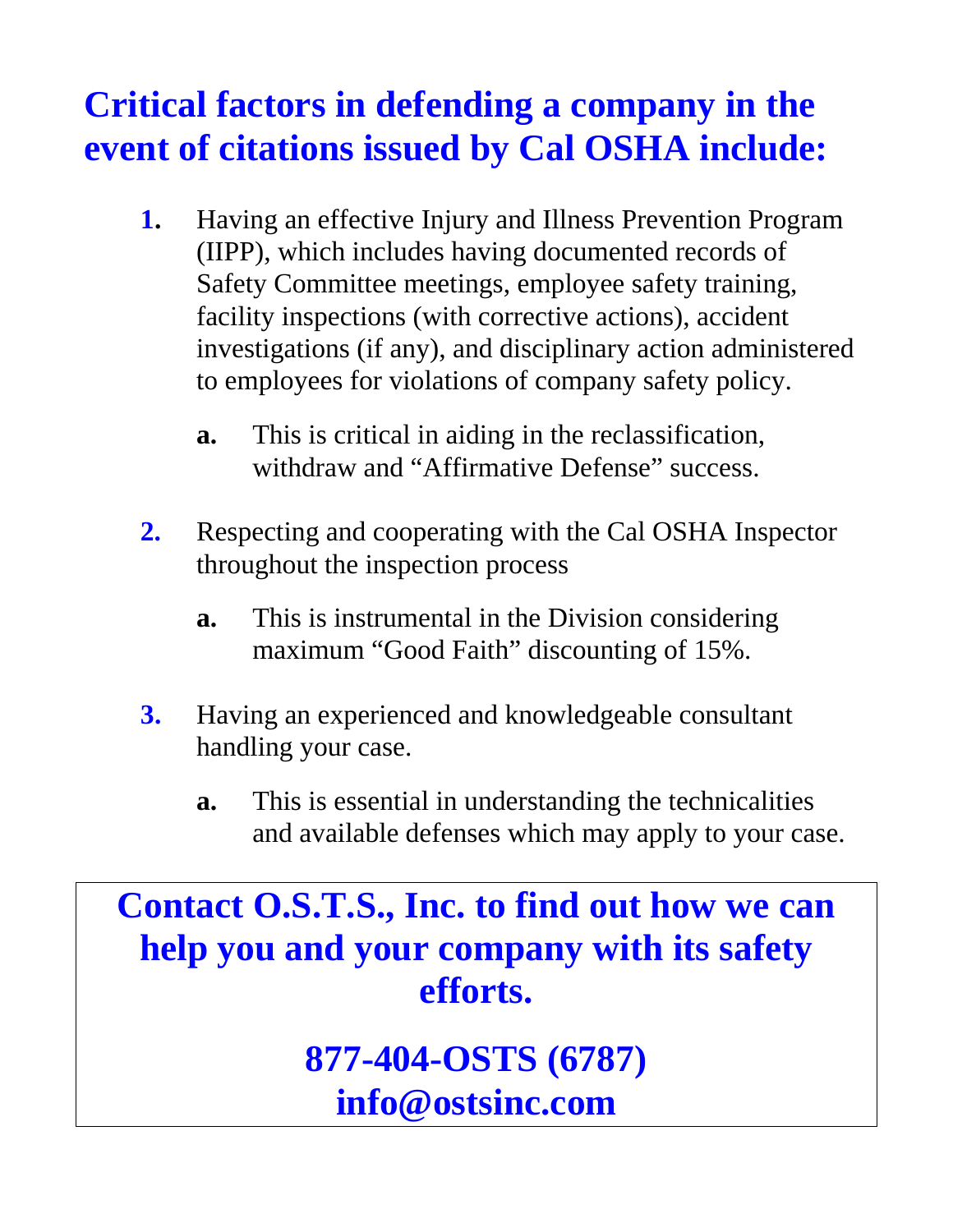# Critical factors in defending a company in the event of citations issued by Cal OSHA include:

1. Having an effective Injury and Illness Prevention Program (IIPP), which includes having documented records of Safety Committee meetings, employee safety training, facility inspections (with corrective actions), accident investigations (if any), and disciplinary action administered to employees for violations of company safety policy.

   a. This is critical in aiding in the reclassification, withdraw and “Affirmative Defense” success.

2. Respecting and cooperating with the Cal OSHA Inspector throughout the inspection process

   a. This is instrumental in the Division considering maximum “Good Faith” discounting of 15%.

3. Having an experienced and knowledgeable consultant handling your case.

   a. This is essential in understanding the technicalities and available defenses which may apply to your case.

**Contact O.S.T.S., Inc. to find out how we can help you and your company with its safety efforts.**

**877-404-OSTS (6787)**
**info@ostsinc.com**